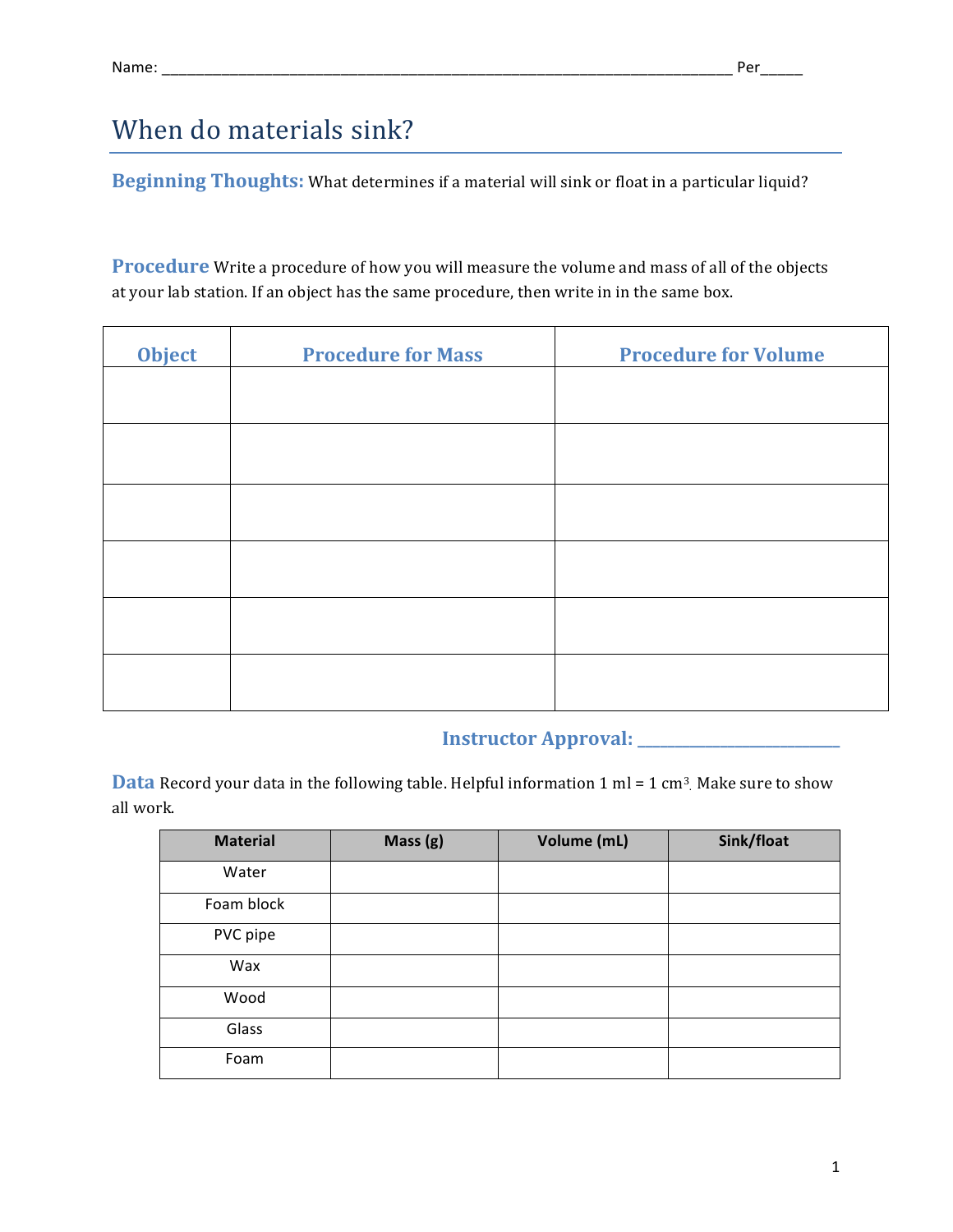Name: ___________________________________________________________________________ Per_____

# When do materials sink?

**Beginning Thoughts:** What determines if a material will sink or float in a particular liquid?

**Procedure** Write a procedure of how you will measure the volume and mass of all of the objects at your lab station. If an object has the same procedure, then write in in the same box.

| Object | Procedure for Mass | Procedure for Volume |
|---|---|---|
| | | |
| | | |
| | | |
| | | |
| | | |
| | | |

**Instructor Approval:** ________________________

**Data** Record your data in the following table. Helpful information 1 ml = 1 $cm^3$. Make sure to show all work.

| Material | Mass (g) | Volume (mL) | Sink/float |
|---|---|---|---|
| Water | | | |
| Foam block | | | |
| PVC pipe | | | |
| Wax | | | |
| Wood | | | |
| Glass | | | |
| Foam | | | |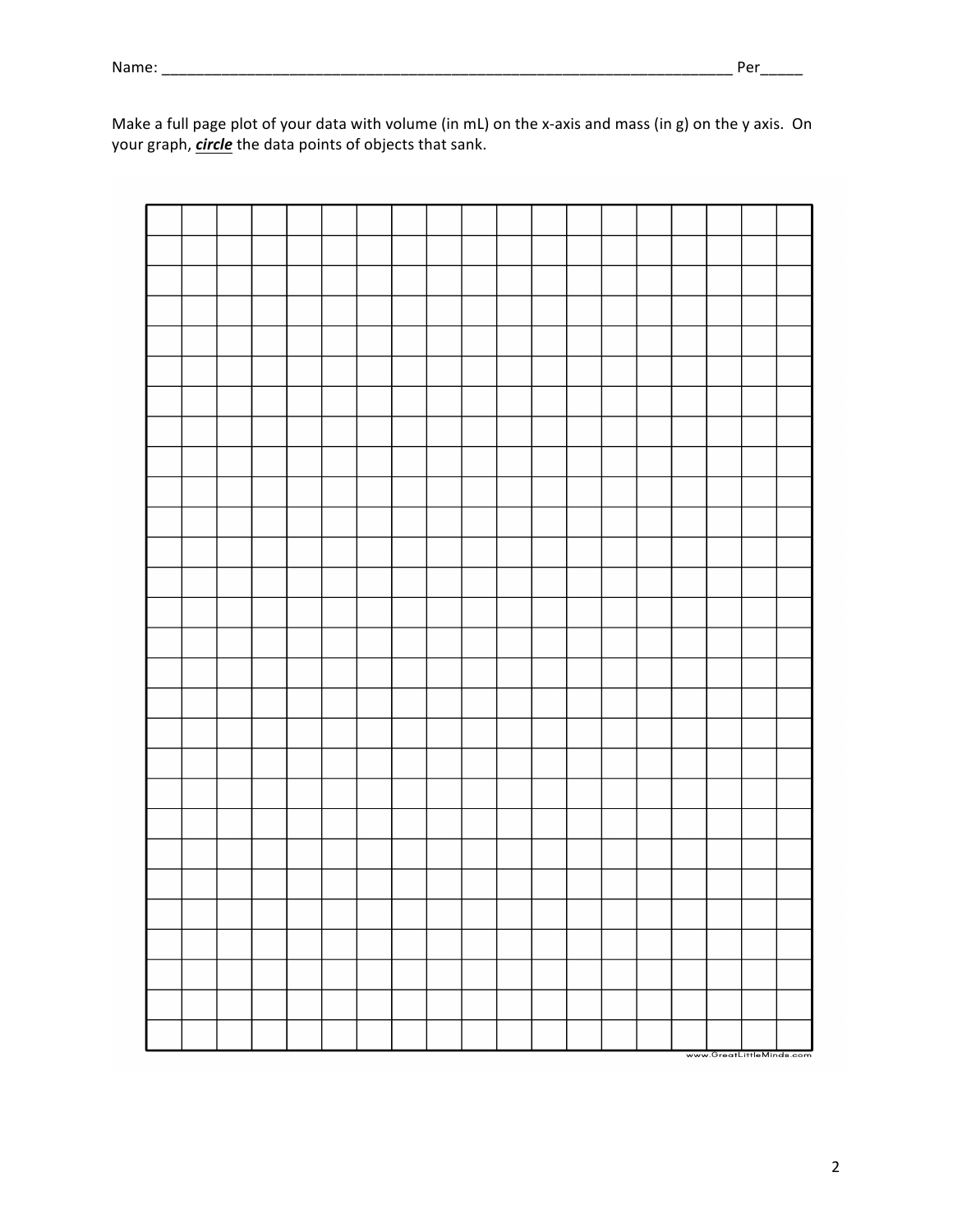Name: ______________________________________________________________________ Per_____

Make a full page plot of your data with volume (in mL) on the x-axis and mass (in g) on the y axis. On your graph, ***circle*** the data points of objects that sank.

www.GreatLittleMinds.com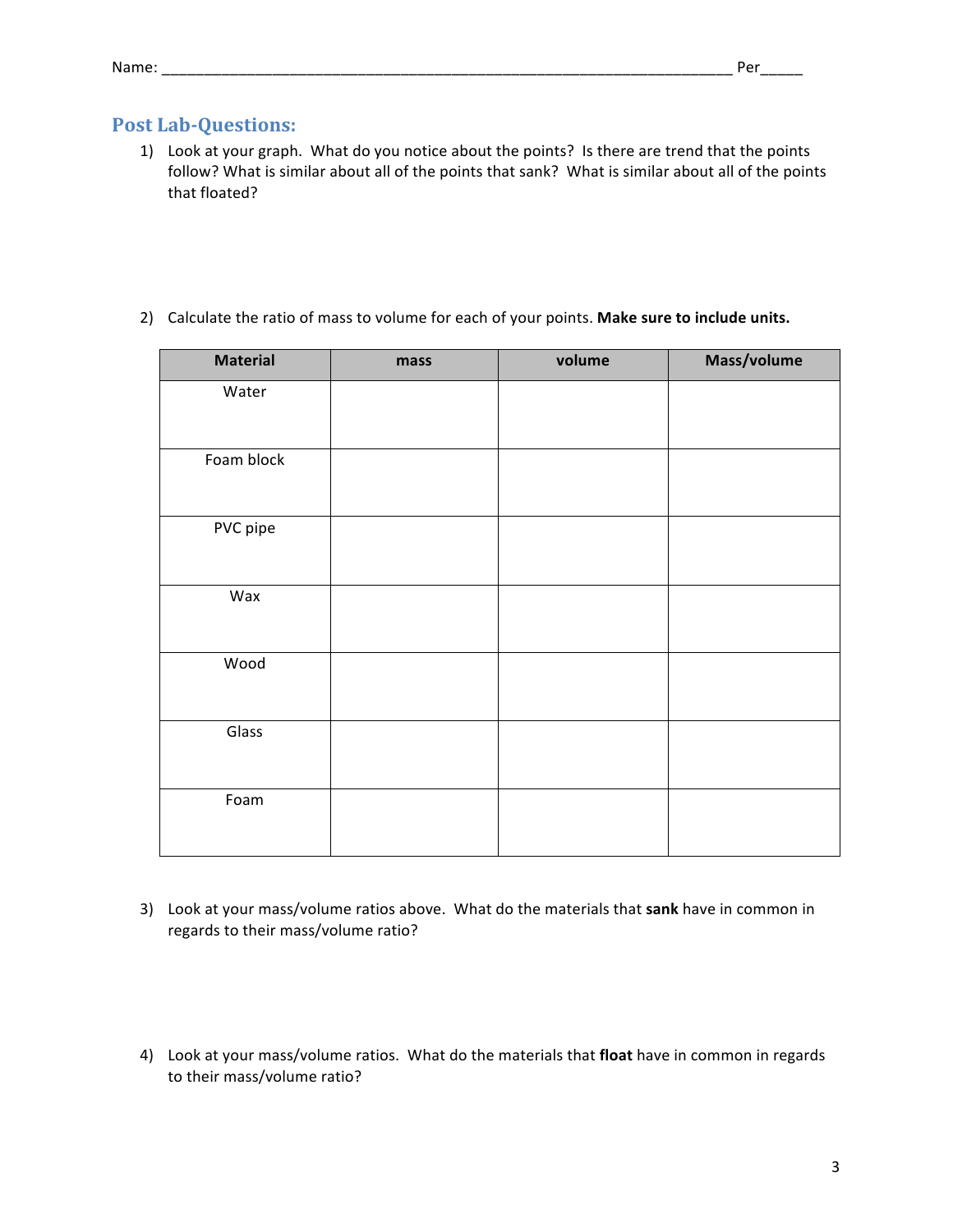Name: ______________________________________________________________________ Per_____

## Post Lab-Questions:

1) Look at your graph. What do you notice about the points? Is there are trend that the points follow? What is similar about all of the points that sank? What is similar about all of the points that floated?

2) Calculate the ratio of mass to volume for each of your points. **Make sure to include units.**

| Material | mass | volume | Mass/volume |
|---|---|---|---|
| Water | | | |
| Foam block | | | |
| PVC pipe | | | |
| Wax | | | |
| Wood | | | |
| Glass | | | |
| Foam | | | |

3) Look at your mass/volume ratios above. What do the materials that **sank** have in common in regards to their mass/volume ratio?

4) Look at your mass/volume ratios. What do the materials that **float** have in common in regards to their mass/volume ratio?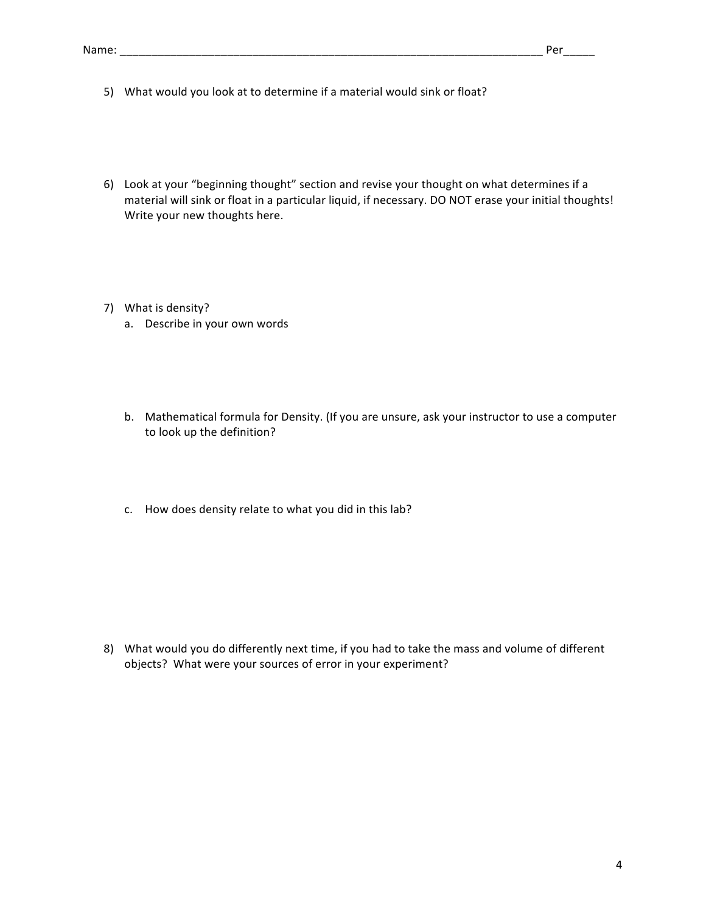Name: ______________________________________________________________________ Per_____

5) What would you look at to determine if a material would sink or float?

6) Look at your "beginning thought" section and revise your thought on what determines if a material will sink or float in a particular liquid, if necessary. DO NOT erase your initial thoughts! Write your new thoughts here.

7) What is density?
   a. Describe in your own words

   b. Mathematical formula for Density. (If you are unsure, ask your instructor to use a computer to look up the definition?

   c. How does density relate to what you did in this lab?

8) What would you do differently next time, if you had to take the mass and volume of different objects? What were your sources of error in your experiment?